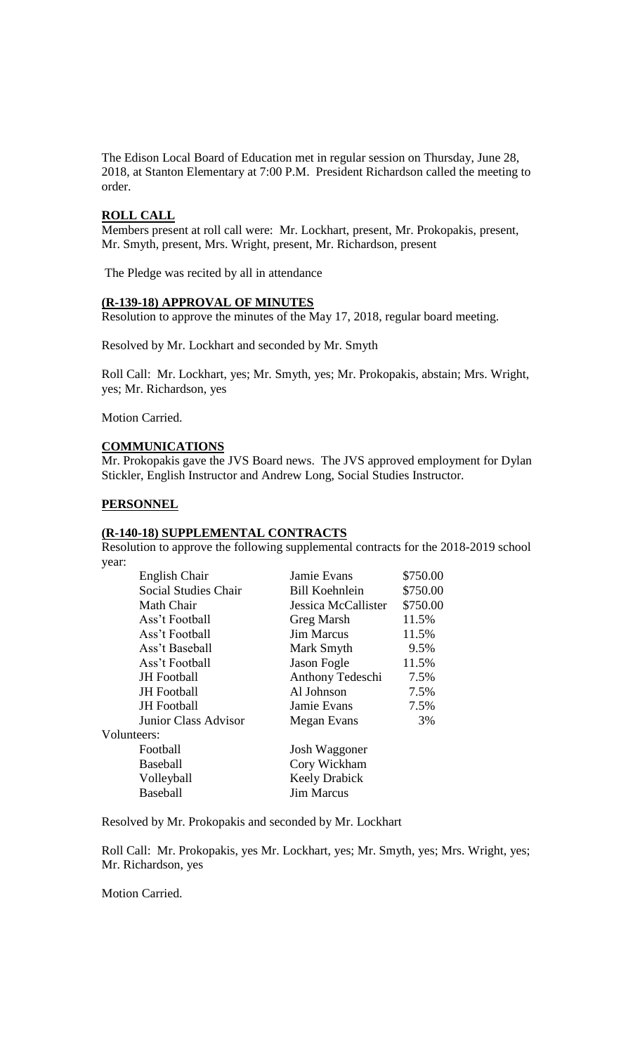The Edison Local Board of Education met in regular session on Thursday, June 28, 2018, at Stanton Elementary at 7:00 P.M. President Richardson called the meeting to order.

**ROLL CALL**

Members present at roll call were: Mr. Lockhart, present, Mr. Prokopakis, present, Mr. Smyth, present, Mrs. Wright, present, Mr. Richardson, present

The Pledge was recited by all in attendance

**(R-139-18) APPROVAL OF MINUTES**

Resolution to approve the minutes of the May 17, 2018, regular board meeting.

Resolved by Mr. Lockhart and seconded by Mr. Smyth

Roll Call: Mr. Lockhart, yes; Mr. Smyth, yes; Mr. Prokopakis, abstain; Mrs. Wright, yes; Mr. Richardson, yes

Motion Carried.

**COMMUNICATIONS**

Mr. Prokopakis gave the JVS Board news. The JVS approved employment for Dylan Stickler, English Instructor and Andrew Long, Social Studies Instructor.

**PERSONNEL**

**(R-140-18) SUPPLEMENTAL CONTRACTS**

Resolution to approve the following supplemental contracts for the 2018-2019 school year:

| | | |
|---|---|---|
| English Chair | Jamie Evans | $750.00 |
| Social Studies Chair | Bill Koehnlein | $750.00 |
| Math Chair | Jessica McCallister | $750.00 |
| Ass't Football | Greg Marsh | 11.5% |
| Ass't Football | Jim Marcus | 11.5% |
| Ass't Baseball | Mark Smyth | 9.5% |
| Ass't Football | Jason Fogle | 11.5% |
| JH Football | Anthony Tedeschi | 7.5% |
| JH Football | Al Johnson | 7.5% |
| JH Football | Jamie Evans | 7.5% |
| Junior Class Advisor | Megan Evans | 3% |
| Volunteers: | | |
| Football | Josh Waggoner | |
| Baseball | Cory Wickham | |
| Volleyball | Keely Drabick | |
| Baseball | Jim Marcus | |

Resolved by Mr. Prokopakis and seconded by Mr. Lockhart

Roll Call: Mr. Prokopakis, yes Mr. Lockhart, yes; Mr. Smyth, yes; Mrs. Wright, yes; Mr. Richardson, yes

Motion Carried.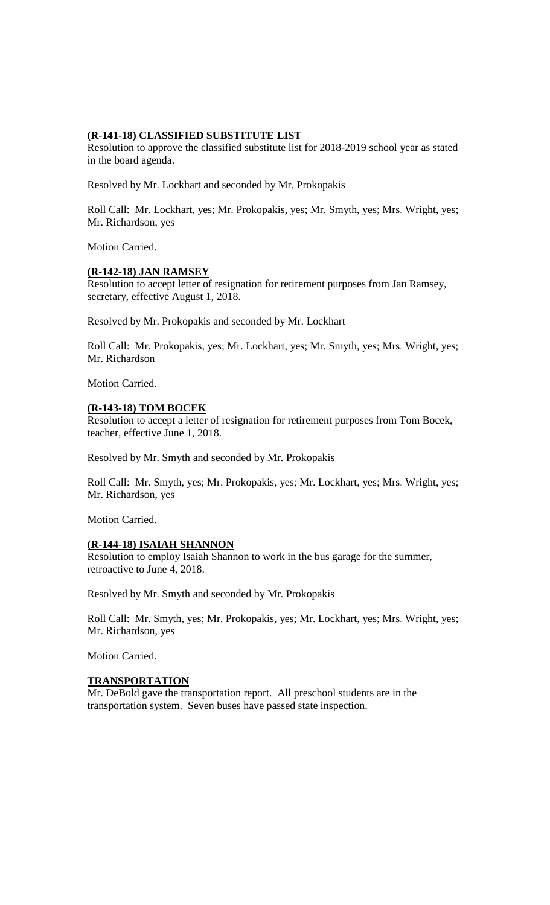**(R-141-18) CLASSIFIED SUBSTITUTE LIST**

Resolution to approve the classified substitute list for 2018-2019 school year as stated in the board agenda.

Resolved by Mr. Lockhart and seconded by Mr. Prokopakis

Roll Call: Mr. Lockhart, yes; Mr. Prokopakis, yes; Mr. Smyth, yes; Mrs. Wright, yes; Mr. Richardson, yes

Motion Carried.

**(R-142-18) JAN RAMSEY**

Resolution to accept letter of resignation for retirement purposes from Jan Ramsey, secretary, effective August 1, 2018.

Resolved by Mr. Prokopakis and seconded by Mr. Lockhart

Roll Call: Mr. Prokopakis, yes; Mr. Lockhart, yes; Mr. Smyth, yes; Mrs. Wright, yes; Mr. Richardson

Motion Carried.

**(R-143-18) TOM BOCEK**

Resolution to accept a letter of resignation for retirement purposes from Tom Bocek, teacher, effective June 1, 2018.

Resolved by Mr. Smyth and seconded by Mr. Prokopakis

Roll Call: Mr. Smyth, yes; Mr. Prokopakis, yes; Mr. Lockhart, yes; Mrs. Wright, yes; Mr. Richardson, yes

Motion Carried.

**(R-144-18) ISAIAH SHANNON**

Resolution to employ Isaiah Shannon to work in the bus garage for the summer, retroactive to June 4, 2018.

Resolved by Mr. Smyth and seconded by Mr. Prokopakis

Roll Call: Mr. Smyth, yes; Mr. Prokopakis, yes; Mr. Lockhart, yes; Mrs. Wright, yes; Mr. Richardson, yes

Motion Carried.

**TRANSPORTATION**

Mr. DeBold gave the transportation report. All preschool students are in the transportation system. Seven buses have passed state inspection.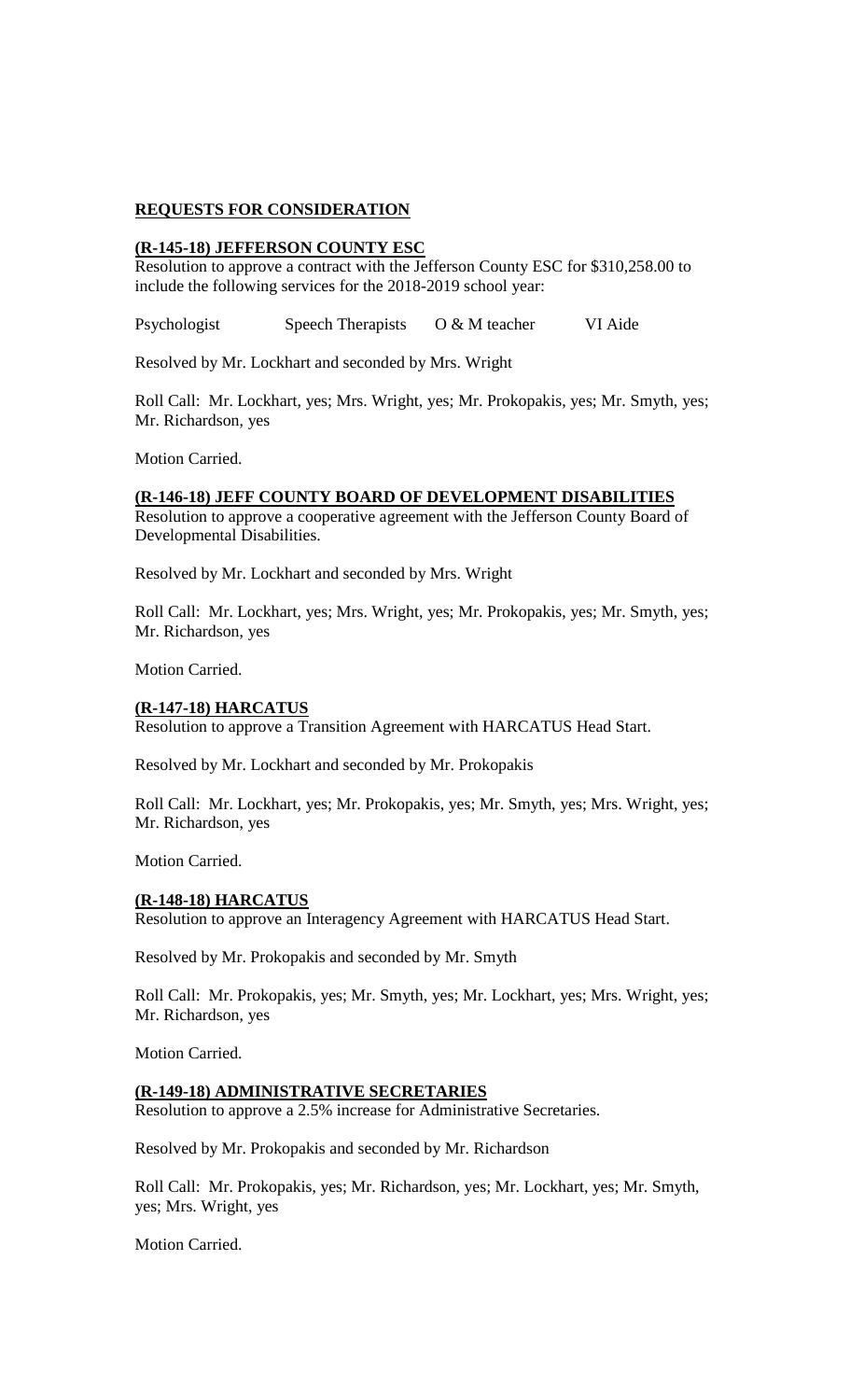## **REQUESTS FOR CONSIDERATION**

### **(R-145-18) JEFFERSON COUNTY ESC**

Resolution to approve a contract with the Jefferson County ESC for $310,258.00 to include the following services for the 2018-2019 school year:

Psychologist     Speech Therapists     O & M teacher     VI Aide

Resolved by Mr. Lockhart and seconded by Mrs. Wright

Roll Call: Mr. Lockhart, yes; Mrs. Wright, yes; Mr. Prokopakis, yes; Mr. Smyth, yes; Mr. Richardson, yes

Motion Carried.

### **(R-146-18) JEFF COUNTY BOARD OF DEVELOPMENT DISABILITIES**

Resolution to approve a cooperative agreement with the Jefferson County Board of Developmental Disabilities.

Resolved by Mr. Lockhart and seconded by Mrs. Wright

Roll Call: Mr. Lockhart, yes; Mrs. Wright, yes; Mr. Prokopakis, yes; Mr. Smyth, yes; Mr. Richardson, yes

Motion Carried.

### **(R-147-18) HARCATUS**

Resolution to approve a Transition Agreement with HARCATUS Head Start.

Resolved by Mr. Lockhart and seconded by Mr. Prokopakis

Roll Call: Mr. Lockhart, yes; Mr. Prokopakis, yes; Mr. Smyth, yes; Mrs. Wright, yes; Mr. Richardson, yes

Motion Carried.

### **(R-148-18) HARCATUS**

Resolution to approve an Interagency Agreement with HARCATUS Head Start.

Resolved by Mr. Prokopakis and seconded by Mr. Smyth

Roll Call: Mr. Prokopakis, yes; Mr. Smyth, yes; Mr. Lockhart, yes; Mrs. Wright, yes; Mr. Richardson, yes

Motion Carried.

### **(R-149-18) ADMINISTRATIVE SECRETARIES**

Resolution to approve a 2.5% increase for Administrative Secretaries.

Resolved by Mr. Prokopakis and seconded by Mr. Richardson

Roll Call: Mr. Prokopakis, yes; Mr. Richardson, yes; Mr. Lockhart, yes; Mr. Smyth, yes; Mrs. Wright, yes

Motion Carried.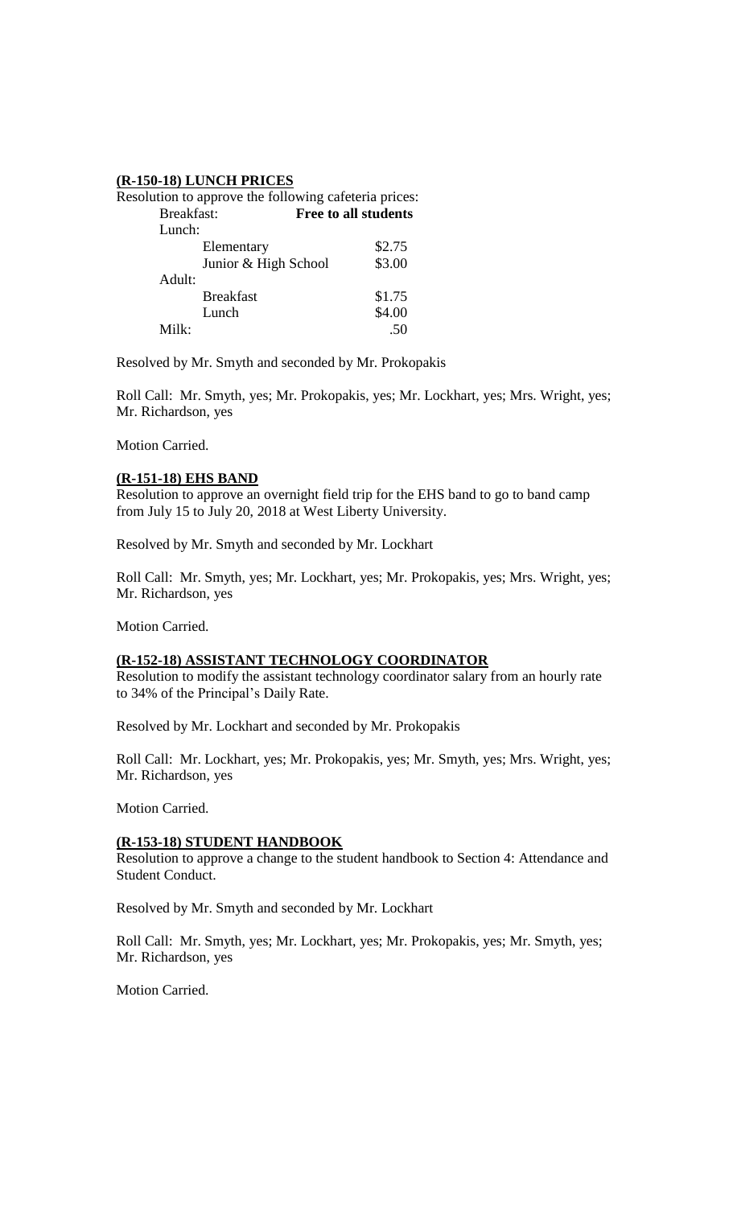**(R-150-18) LUNCH PRICES**

Resolution to approve the following cafeteria prices:

| | | |
|---|---|---|
| Breakfast: | | **Free to all students** |
| Lunch: | | |
| | Elementary | $2.75 |
| | Junior & High School | $3.00 |
| Adult: | | |
| | Breakfast | $1.75 |
| | Lunch | $4.00 |
| Milk: | | .50 |

Resolved by Mr. Smyth and seconded by Mr. Prokopakis

Roll Call: Mr. Smyth, yes; Mr. Prokopakis, yes; Mr. Lockhart, yes; Mrs. Wright, yes; Mr. Richardson, yes

Motion Carried.

**(R-151-18) EHS BAND**

Resolution to approve an overnight field trip for the EHS band to go to band camp from July 15 to July 20, 2018 at West Liberty University.

Resolved by Mr. Smyth and seconded by Mr. Lockhart

Roll Call: Mr. Smyth, yes; Mr. Lockhart, yes; Mr. Prokopakis, yes; Mrs. Wright, yes; Mr. Richardson, yes

Motion Carried.

**(R-152-18) ASSISTANT TECHNOLOGY COORDINATOR**

Resolution to modify the assistant technology coordinator salary from an hourly rate to 34% of the Principal's Daily Rate.

Resolved by Mr. Lockhart and seconded by Mr. Prokopakis

Roll Call: Mr. Lockhart, yes; Mr. Prokopakis, yes; Mr. Smyth, yes; Mrs. Wright, yes; Mr. Richardson, yes

Motion Carried.

**(R-153-18) STUDENT HANDBOOK**

Resolution to approve a change to the student handbook to Section 4: Attendance and Student Conduct.

Resolved by Mr. Smyth and seconded by Mr. Lockhart

Roll Call: Mr. Smyth, yes; Mr. Lockhart, yes; Mr. Prokopakis, yes; Mr. Smyth, yes; Mr. Richardson, yes

Motion Carried.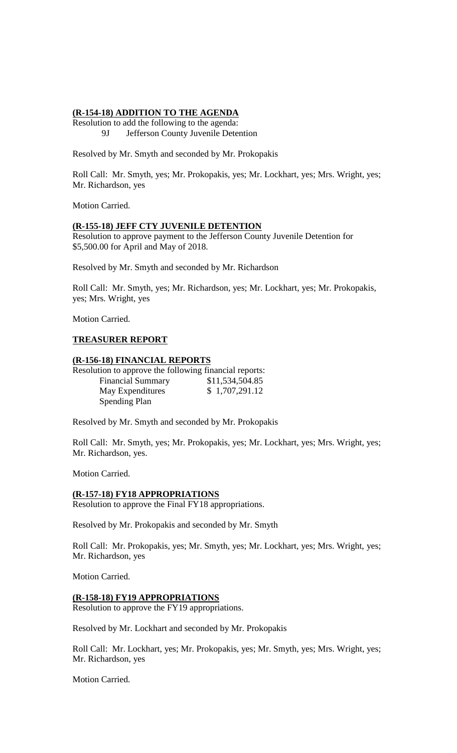**(R-154-18) ADDITION TO THE AGENDA**

Resolution to add the following to the agenda:

9J Jefferson County Juvenile Detention

Resolved by Mr. Smyth and seconded by Mr. Prokopakis

Roll Call: Mr. Smyth, yes; Mr. Prokopakis, yes; Mr. Lockhart, yes; Mrs. Wright, yes; Mr. Richardson, yes

Motion Carried.

**(R-155-18) JEFF CTY JUVENILE DETENTION**

Resolution to approve payment to the Jefferson County Juvenile Detention for $5,500.00 for April and May of 2018.

Resolved by Mr. Smyth and seconded by Mr. Richardson

Roll Call: Mr. Smyth, yes; Mr. Richardson, yes; Mr. Lockhart, yes; Mr. Prokopakis, yes; Mrs. Wright, yes

Motion Carried.

**TREASURER REPORT**

**(R-156-18) FINANCIAL REPORTS**

Resolution to approve the following financial reports:

| | |
|---|---|
| Financial Summary | $11,534,504.85 |
| May Expenditures | $ 1,707,291.12 |
| Spending Plan | |

Resolved by Mr. Smyth and seconded by Mr. Prokopakis

Roll Call: Mr. Smyth, yes; Mr. Prokopakis, yes; Mr. Lockhart, yes; Mrs. Wright, yes; Mr. Richardson, yes.

Motion Carried.

**(R-157-18) FY18 APPROPRIATIONS**

Resolution to approve the Final FY18 appropriations.

Resolved by Mr. Prokopakis and seconded by Mr. Smyth

Roll Call: Mr. Prokopakis, yes; Mr. Smyth, yes; Mr. Lockhart, yes; Mrs. Wright, yes; Mr. Richardson, yes

Motion Carried.

**(R-158-18) FY19 APPROPRIATIONS**

Resolution to approve the FY19 appropriations.

Resolved by Mr. Lockhart and seconded by Mr. Prokopakis

Roll Call: Mr. Lockhart, yes; Mr. Prokopakis, yes; Mr. Smyth, yes; Mrs. Wright, yes; Mr. Richardson, yes

Motion Carried.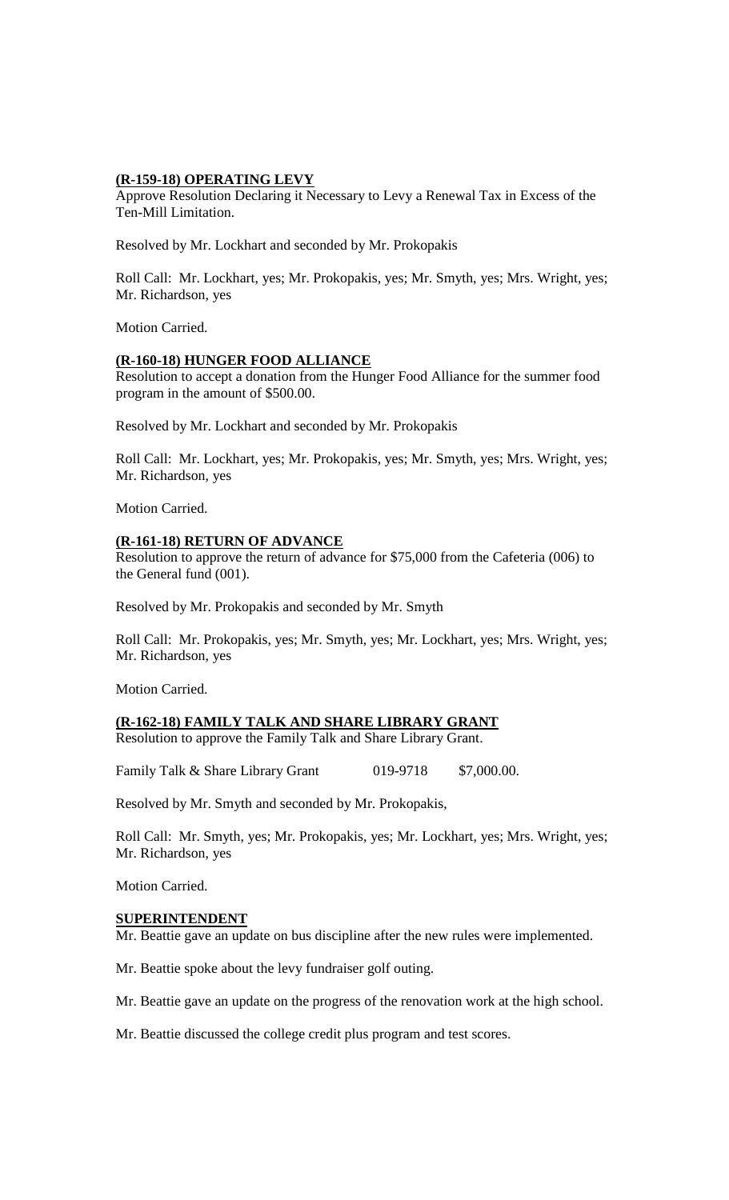**(R-159-18) OPERATING LEVY**

Approve Resolution Declaring it Necessary to Levy a Renewal Tax in Excess of the Ten-Mill Limitation.

Resolved by Mr. Lockhart and seconded by Mr. Prokopakis

Roll Call: Mr. Lockhart, yes; Mr. Prokopakis, yes; Mr. Smyth, yes; Mrs. Wright, yes; Mr. Richardson, yes

Motion Carried.

**(R-160-18) HUNGER FOOD ALLIANCE**

Resolution to accept a donation from the Hunger Food Alliance for the summer food program in the amount of $500.00.

Resolved by Mr. Lockhart and seconded by Mr. Prokopakis

Roll Call: Mr. Lockhart, yes; Mr. Prokopakis, yes; Mr. Smyth, yes; Mrs. Wright, yes; Mr. Richardson, yes

Motion Carried.

**(R-161-18) RETURN OF ADVANCE**

Resolution to approve the return of advance for $75,000 from the Cafeteria (006) to the General fund (001).

Resolved by Mr. Prokopakis and seconded by Mr. Smyth

Roll Call: Mr. Prokopakis, yes; Mr. Smyth, yes; Mr. Lockhart, yes; Mrs. Wright, yes; Mr. Richardson, yes

Motion Carried.

**(R-162-18) FAMILY TALK AND SHARE LIBRARY GRANT**

Resolution to approve the Family Talk and Share Library Grant.

Family Talk & Share Library Grant 019-9718 $7,000.00.

Resolved by Mr. Smyth and seconded by Mr. Prokopakis,

Roll Call: Mr. Smyth, yes; Mr. Prokopakis, yes; Mr. Lockhart, yes; Mrs. Wright, yes; Mr. Richardson, yes

Motion Carried.

**SUPERINTENDENT**

Mr. Beattie gave an update on bus discipline after the new rules were implemented.

Mr. Beattie spoke about the levy fundraiser golf outing.

Mr. Beattie gave an update on the progress of the renovation work at the high school.

Mr. Beattie discussed the college credit plus program and test scores.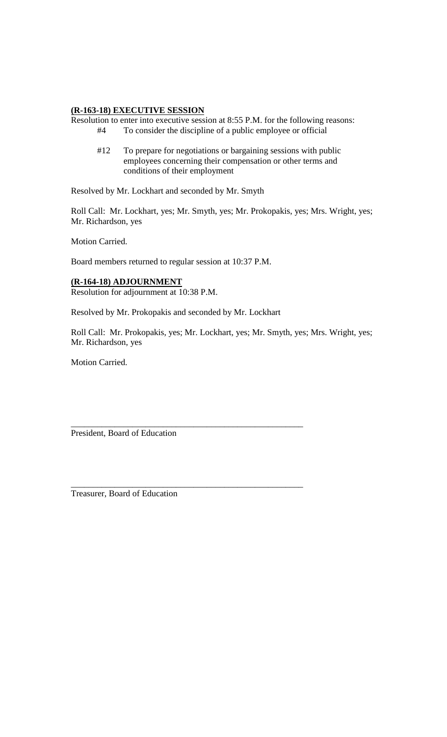**<u>(R-163-18) EXECUTIVE SESSION</u>**

Resolution to enter into executive session at 8:55 P.M. for the following reasons:

- #4 To consider the discipline of a public employee or official
- #12 To prepare for negotiations or bargaining sessions with public employees concerning their compensation or other terms and conditions of their employment

Resolved by Mr. Lockhart and seconded by Mr. Smyth

Roll Call: Mr. Lockhart, yes; Mr. Smyth, yes; Mr. Prokopakis, yes; Mrs. Wright, yes; Mr. Richardson, yes

Motion Carried.

Board members returned to regular session at 10:37 P.M.

**<u>(R-164-18) ADJOURNMENT</u>**

Resolution for adjournment at 10:38 P.M.

Resolved by Mr. Prokopakis and seconded by Mr. Lockhart

Roll Call: Mr. Prokopakis, yes; Mr. Lockhart, yes; Mr. Smyth, yes; Mrs. Wright, yes; Mr. Richardson, yes

Motion Carried.

_______________________________________________________

President, Board of Education

_______________________________________________________

Treasurer, Board of Education